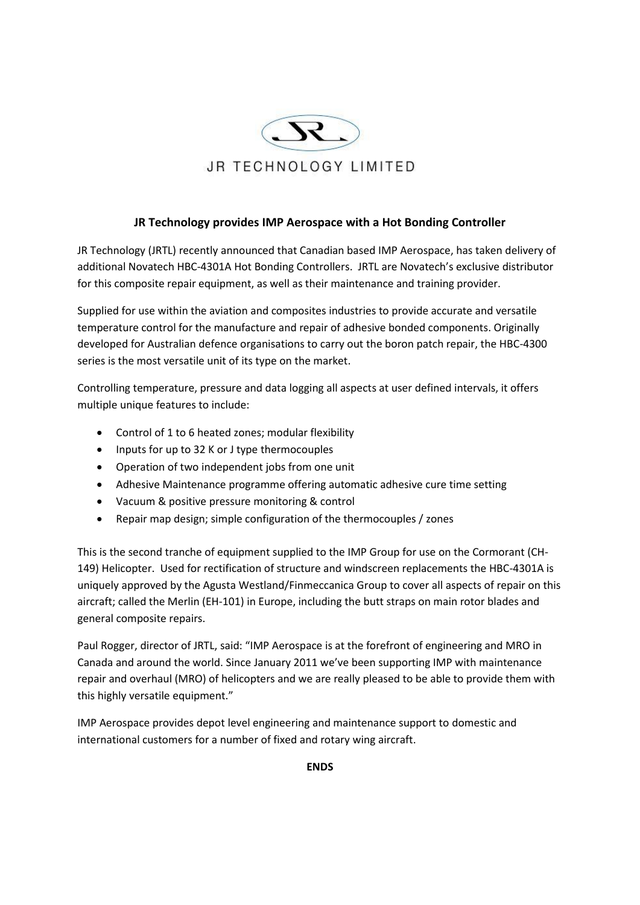JR TECHNOLOGY LIMITED

## JR Technology provides IMP Aerospace with a Hot Bonding Controller

JR Technology (JRTL) recently announced that Canadian based IMP Aerospace, has taken delivery of additional Novatech HBC-4301A Hot Bonding Controllers. JRTL are Novatech's exclusive distributor for this composite repair equipment, as well as their maintenance and training provider.

Supplied for use within the aviation and composites industries to provide accurate and versatile temperature control for the manufacture and repair of adhesive bonded components. Originally developed for Australian defence organisations to carry out the boron patch repair, the HBC-4300 series is the most versatile unit of its type on the market.

Controlling temperature, pressure and data logging all aspects at user defined intervals, it offers multiple unique features to include:

- Control of 1 to 6 heated zones; modular flexibility
- Inputs for up to 32 K or J type thermocouples
- Operation of two independent jobs from one unit
- Adhesive Maintenance programme offering automatic adhesive cure time setting
- Vacuum & positive pressure monitoring & control
- Repair map design; simple configuration of the thermocouples / zones

This is the second tranche of equipment supplied to the IMP Group for use on the Cormorant (CH-149) Helicopter. Used for rectification of structure and windscreen replacements the HBC-4301A is uniquely approved by the Agusta Westland/Finmeccanica Group to cover all aspects of repair on this aircraft; called the Merlin (EH-101) in Europe, including the butt straps on main rotor blades and general composite repairs.

Paul Rogger, director of JRTL, said: "IMP Aerospace is at the forefront of engineering and MRO in Canada and around the world. Since January 2011 we've been supporting IMP with maintenance repair and overhaul (MRO) of helicopters and we are really pleased to be able to provide them with this highly versatile equipment."

IMP Aerospace provides depot level engineering and maintenance support to domestic and international customers for a number of fixed and rotary wing aircraft.

**ENDS**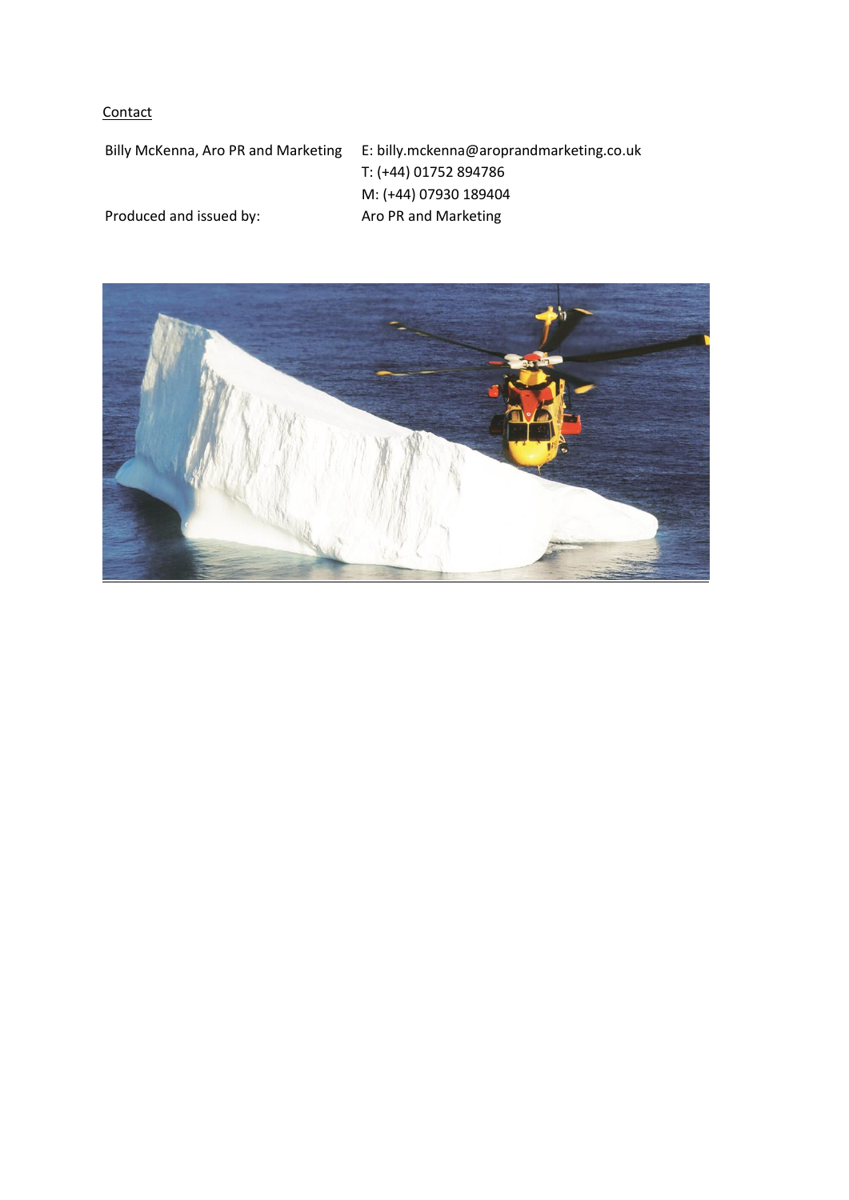Contact

| | |
|---|---|
| Billy McKenna, Aro PR and Marketing | E: billy.mckenna@aroprandmarketing.co.uk |
| | T: (+44) 01752 894786 |
| | M: (+44) 07930 189404 |
| Produced and issued by: | Aro PR and Marketing |